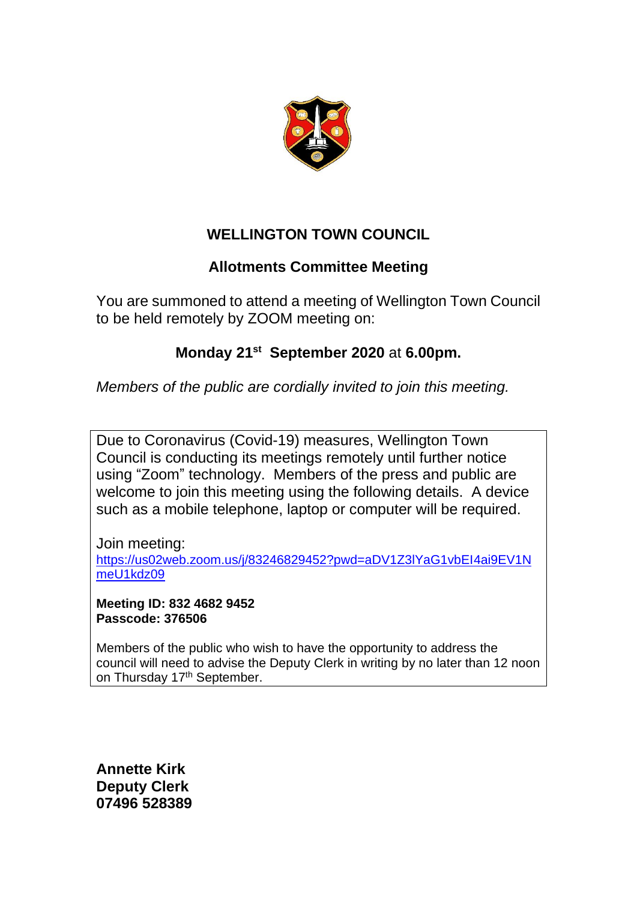# WELLINGTON TOWN COUNCIL

## Allotments Committee Meeting

You are summoned to attend a meeting of Wellington Town Council to be held remotely by ZOOM meeting on:

**Monday 21st September 2020** at **6.00pm.**

*Members of the public are cordially invited to join this meeting.*

Due to Coronavirus (Covid-19) measures, Wellington Town Council is conducting its meetings remotely until further notice using "Zoom" technology. Members of the press and public are welcome to join this meeting using the following details. A device such as a mobile telephone, laptop or computer will be required.

Join meeting:
https://us02web.zoom.us/j/83246829452?pwd=aDV1Z3lYaG1vbEI4ai9EV1NmeU1kdz09

**Meeting ID: 832 4682 9452**
**Passcode: 376506**

Members of the public who wish to have the opportunity to address the council will need to advise the Deputy Clerk in writing by no later than 12 noon on Thursday 17th September.

**Annette Kirk**
**Deputy Clerk**
**07496 528389**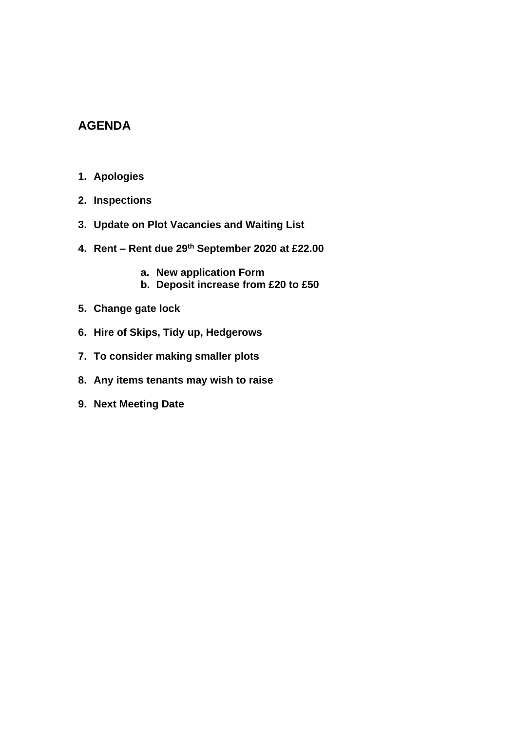## AGENDA

1. **Apologies**
2. **Inspections**
3. **Update on Plot Vacancies and Waiting List**
4. **Rent – Rent due 29th September 2020 at £22.00**
    a. **New application Form**
    b. **Deposit increase from £20 to £50**
5. **Change gate lock**
6. **Hire of Skips, Tidy up, Hedgerows**
7. **To consider making smaller plots**
8. **Any items tenants may wish to raise**
9. **Next Meeting Date**